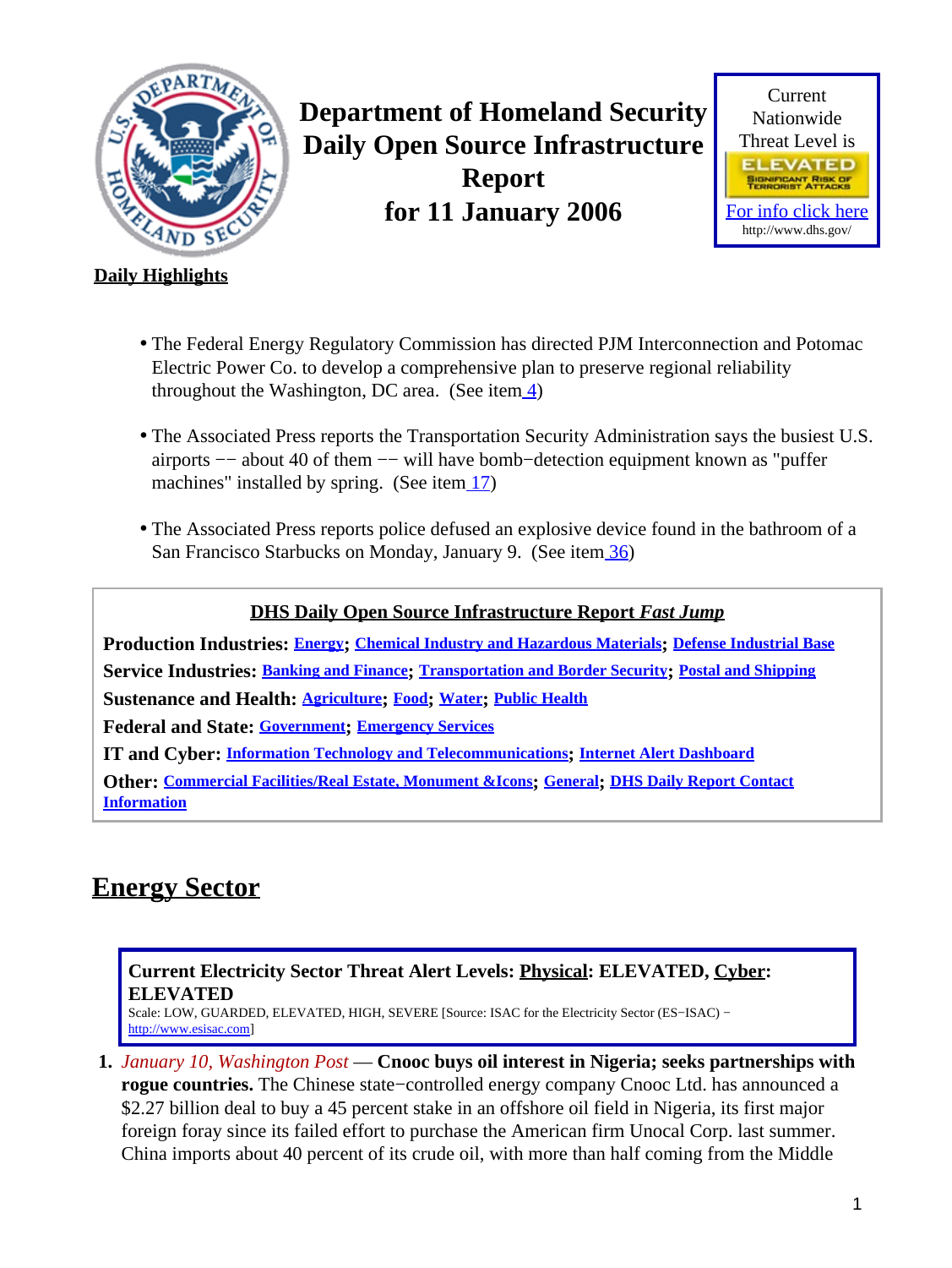# Department of Homeland Security Daily Open Source Infrastructure Report for 11 January 2006

Current Nationwide Threat Level is

ELEVATED

SIGNIFICANT RISK OF TERRORIST ATTACKS

For info click here

http://www.dhs.gov/

**Daily Highlights**

- The Federal Energy Regulatory Commission has directed PJM Interconnection and Potomac Electric Power Co. to develop a comprehensive plan to preserve regional reliability throughout the Washington, DC area. (See item 4)
- The Associated Press reports the Transportation Security Administration says the busiest U.S. airports −− about 40 of them −− will have bomb−detection equipment known as "puffer machines" installed by spring. (See item 17)
- The Associated Press reports police defused an explosive device found in the bathroom of a San Francisco Starbucks on Monday, January 9. (See item 36)

**DHS Daily Open Source Infrastructure Report *Fast Jump***

**Production Industries:** Energy; Chemical Industry and Hazardous Materials; Defense Industrial Base

**Service Industries:** Banking and Finance; Transportation and Border Security; Postal and Shipping

**Sustenance and Health:** Agriculture; Food; Water; Public Health

**Federal and State:** Government; Emergency Services

**IT and Cyber:** Information Technology and Telecommunications; Internet Alert Dashboard

**Other:** Commercial Facilities/Real Estate, Monument &Icons; General; DHS Daily Report Contact Information

## Energy Sector

**Current Electricity Sector Threat Alert Levels: Physical: ELEVATED, Cyber: ELEVATED**

Scale: LOW, GUARDED, ELEVATED, HIGH, SEVERE [Source: ISAC for the Electricity Sector (ES−ISAC) − http://www.esisac.com]

1. *January 10, Washington Post* — **Cnooc buys oil interest in Nigeria; seeks partnerships with rogue countries.** The Chinese state−controlled energy company Cnooc Ltd. has announced a $2.27 billion deal to buy a 45 percent stake in an offshore oil field in Nigeria, its first major foreign foray since its failed effort to purchase the American firm Unocal Corp. last summer. China imports about 40 percent of its crude oil, with more than half coming from the Middle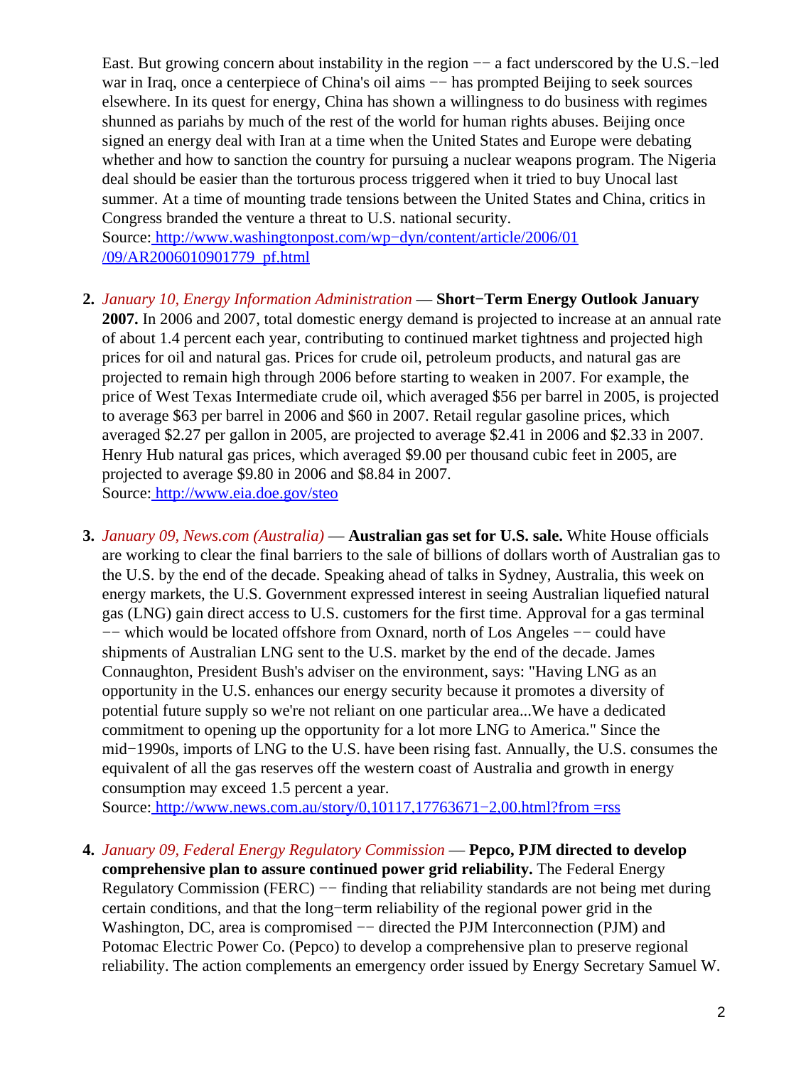East. But growing concern about instability in the region −− a fact underscored by the U.S.−led war in Iraq, once a centerpiece of China's oil aims −− has prompted Beijing to seek sources elsewhere. In its quest for energy, China has shown a willingness to do business with regimes shunned as pariahs by much of the rest of the world for human rights abuses. Beijing once signed an energy deal with Iran at a time when the United States and Europe were debating whether and how to sanction the country for pursuing a nuclear weapons program. The Nigeria deal should be easier than the torturous process triggered when it tried to buy Unocal last summer. At a time of mounting trade tensions between the United States and China, critics in Congress branded the venture a threat to U.S. national security.
Source: http://www.washingtonpost.com/wp−dyn/content/article/2006/01/09/AR2006010901779_pf.html

2. *January 10, Energy Information Administration* — **Short−Term Energy Outlook January 2007.** In 2006 and 2007, total domestic energy demand is projected to increase at an annual rate of about 1.4 percent each year, contributing to continued market tightness and projected high prices for oil and natural gas. Prices for crude oil, petroleum products, and natural gas are projected to remain high through 2006 before starting to weaken in 2007. For example, the price of West Texas Intermediate crude oil, which averaged $56 per barrel in 2005, is projected to average $63 per barrel in 2006 and $60 in 2007. Retail regular gasoline prices, which averaged $2.27 per gallon in 2005, are projected to average $2.41 in 2006 and $2.33 in 2007. Henry Hub natural gas prices, which averaged $9.00 per thousand cubic feet in 2005, are projected to average $9.80 in 2006 and $8.84 in 2007.
Source: http://www.eia.doe.gov/steo

3. *January 09, News.com (Australia)* — **Australian gas set for U.S. sale.** White House officials are working to clear the final barriers to the sale of billions of dollars worth of Australian gas to the U.S. by the end of the decade. Speaking ahead of talks in Sydney, Australia, this week on energy markets, the U.S. Government expressed interest in seeing Australian liquefied natural gas (LNG) gain direct access to U.S. customers for the first time. Approval for a gas terminal −− which would be located offshore from Oxnard, north of Los Angeles −− could have shipments of Australian LNG sent to the U.S. market by the end of the decade. James Connaughton, President Bush's adviser on the environment, says: "Having LNG as an opportunity in the U.S. enhances our energy security because it promotes a diversity of potential future supply so we're not reliant on one particular area...We have a dedicated commitment to opening up the opportunity for a lot more LNG to America." Since the mid−1990s, imports of LNG to the U.S. have been rising fast. Annually, the U.S. consumes the equivalent of all the gas reserves off the western coast of Australia and growth in energy consumption may exceed 1.5 percent a year.
Source: http://www.news.com.au/story/0,10117,17763671−2,00.html?from =rss

4. *January 09, Federal Energy Regulatory Commission* — **Pepco, PJM directed to develop comprehensive plan to assure continued power grid reliability.** The Federal Energy Regulatory Commission (FERC) −− finding that reliability standards are not being met during certain conditions, and that the long−term reliability of the regional power grid in the Washington, DC, area is compromised −− directed the PJM Interconnection (PJM) and Potomac Electric Power Co. (Pepco) to develop a comprehensive plan to preserve regional reliability. The action complements an emergency order issued by Energy Secretary Samuel W.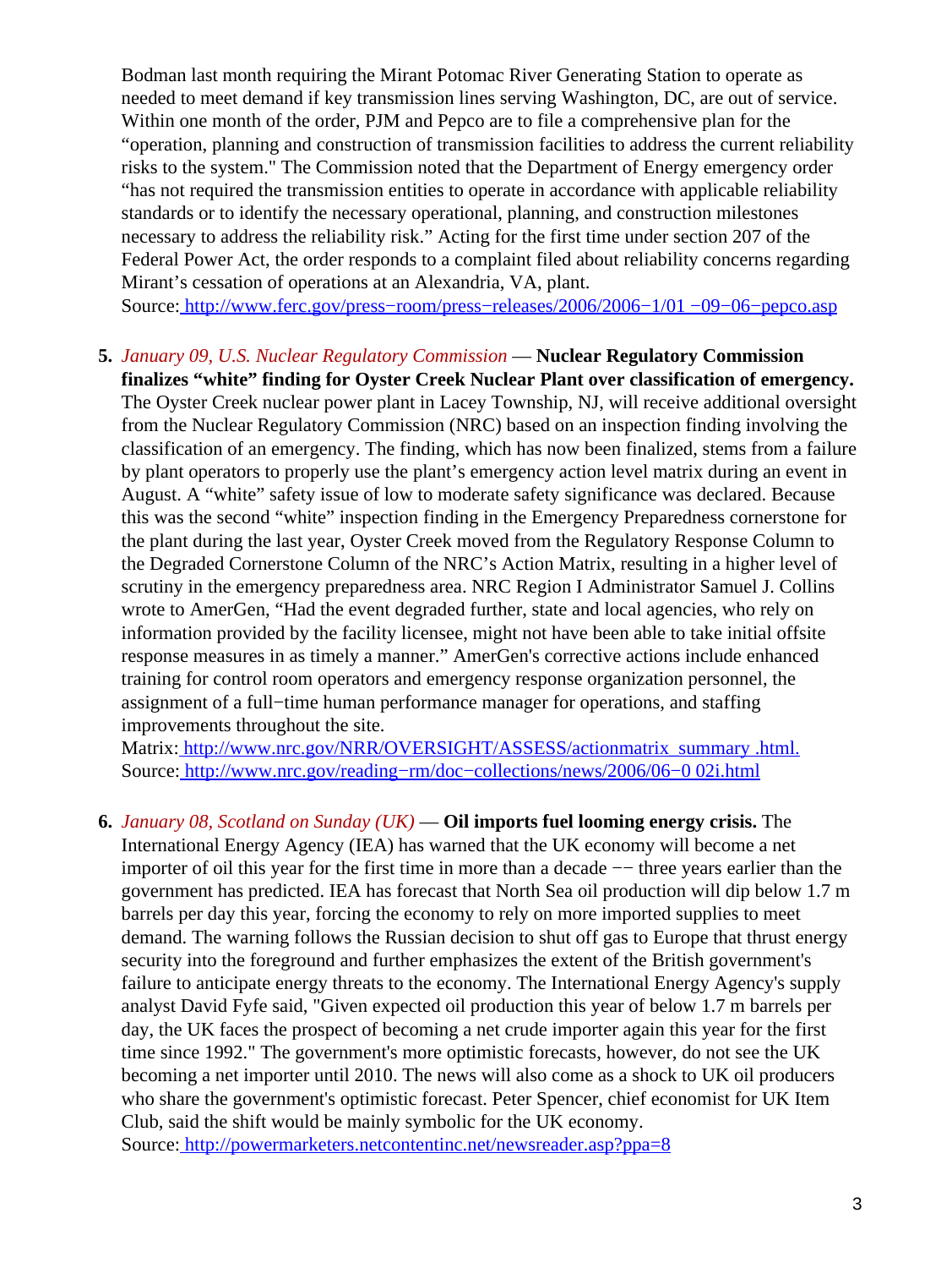Bodman last month requiring the Mirant Potomac River Generating Station to operate as needed to meet demand if key transmission lines serving Washington, DC, are out of service. Within one month of the order, PJM and Pepco are to file a comprehensive plan for the "operation, planning and construction of transmission facilities to address the current reliability risks to the system." The Commission noted that the Department of Energy emergency order "has not required the transmission entities to operate in accordance with applicable reliability standards or to identify the necessary operational, planning, and construction milestones necessary to address the reliability risk." Acting for the first time under section 207 of the Federal Power Act, the order responds to a complaint filed about reliability concerns regarding Mirant's cessation of operations at an Alexandria, VA, plant.
Source: http://www.ferc.gov/press−room/press−releases/2006/2006−1/01 −09−06−pepco.asp

5. *January 09, U.S. Nuclear Regulatory Commission* — **Nuclear Regulatory Commission finalizes "white" finding for Oyster Creek Nuclear Plant over classification of emergency.** The Oyster Creek nuclear power plant in Lacey Township, NJ, will receive additional oversight from the Nuclear Regulatory Commission (NRC) based on an inspection finding involving the classification of an emergency. The finding, which has now been finalized, stems from a failure by plant operators to properly use the plant's emergency action level matrix during an event in August. A "white" safety issue of low to moderate safety significance was declared. Because this was the second "white" inspection finding in the Emergency Preparedness cornerstone for the plant during the last year, Oyster Creek moved from the Regulatory Response Column to the Degraded Cornerstone Column of the NRC's Action Matrix, resulting in a higher level of scrutiny in the emergency preparedness area. NRC Region I Administrator Samuel J. Collins wrote to AmerGen, "Had the event degraded further, state and local agencies, who rely on information provided by the facility licensee, might not have been able to take initial offsite response measures in as timely a manner." AmerGen's corrective actions include enhanced training for control room operators and emergency response organization personnel, the assignment of a full−time human performance manager for operations, and staffing improvements throughout the site.
Matrix: http://www.nrc.gov/NRR/OVERSIGHT/ASSESS/actionmatrix_summary .html.
Source: http://www.nrc.gov/reading−rm/doc−collections/news/2006/06−0 02i.html

6. *January 08, Scotland on Sunday (UK)* — **Oil imports fuel looming energy crisis.** The International Energy Agency (IEA) has warned that the UK economy will become a net importer of oil this year for the first time in more than a decade −− three years earlier than the government has predicted. IEA has forecast that North Sea oil production will dip below 1.7 m barrels per day this year, forcing the economy to rely on more imported supplies to meet demand. The warning follows the Russian decision to shut off gas to Europe that thrust energy security into the foreground and further emphasizes the extent of the British government's failure to anticipate energy threats to the economy. The International Energy Agency's supply analyst David Fyfe said, "Given expected oil production this year of below 1.7 m barrels per day, the UK faces the prospect of becoming a net crude importer again this year for the first time since 1992." The government's more optimistic forecasts, however, do not see the UK becoming a net importer until 2010. The news will also come as a shock to UK oil producers who share the government's optimistic forecast. Peter Spencer, chief economist for UK Item Club, said the shift would be mainly symbolic for the UK economy.
Source: http://powermarketers.netcontentinc.net/newsreader.asp?ppa=8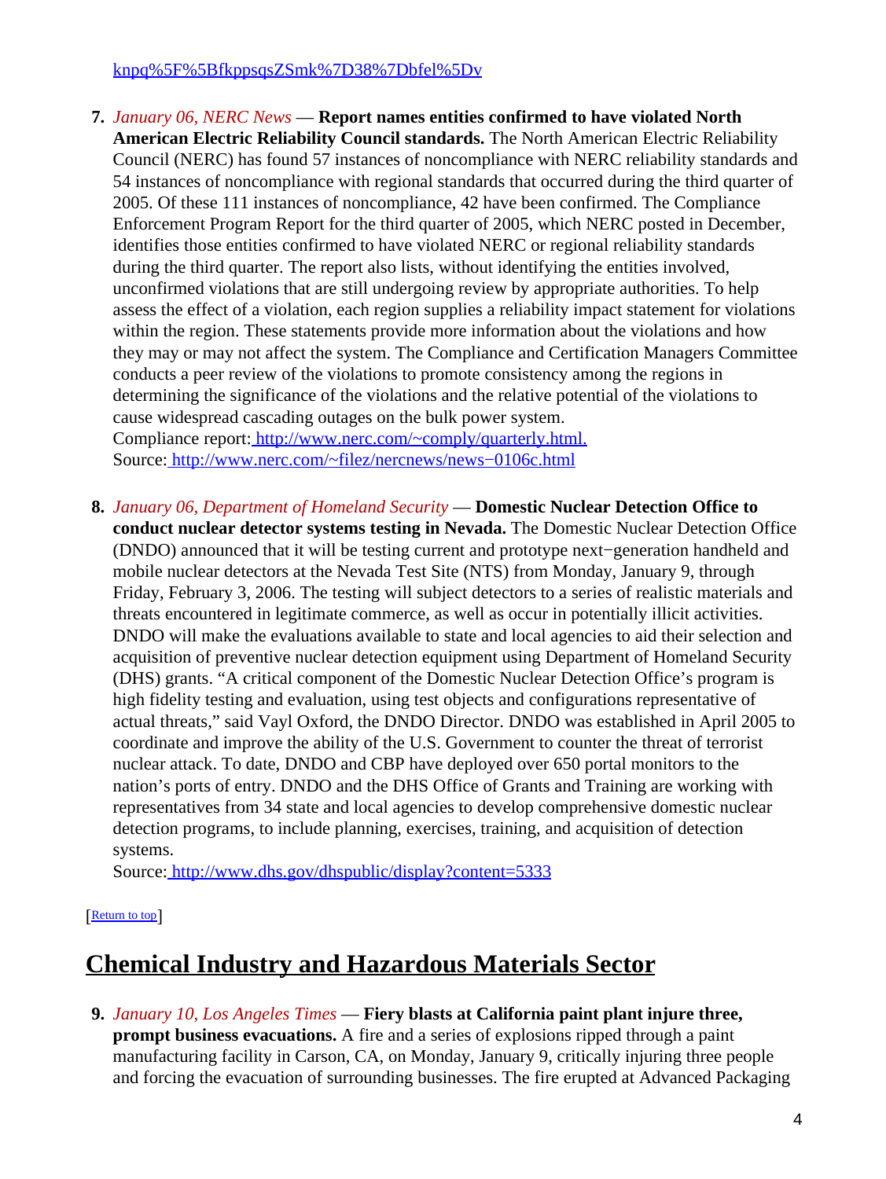knpq%5F%5BfkppsqsZSmk%7D38%7Dbfel%5Dv

7. *January 06, NERC News* — **Report names entities confirmed to have violated North American Electric Reliability Council standards.** The North American Electric Reliability Council (NERC) has found 57 instances of noncompliance with NERC reliability standards and 54 instances of noncompliance with regional standards that occurred during the third quarter of 2005. Of these 111 instances of noncompliance, 42 have been confirmed. The Compliance Enforcement Program Report for the third quarter of 2005, which NERC posted in December, identifies those entities confirmed to have violated NERC or regional reliability standards during the third quarter. The report also lists, without identifying the entities involved, unconfirmed violations that are still undergoing review by appropriate authorities. To help assess the effect of a violation, each region supplies a reliability impact statement for violations within the region. These statements provide more information about the violations and how they may or may not affect the system. The Compliance and Certification Managers Committee conducts a peer review of the violations to promote consistency among the regions in determining the significance of the violations and the relative potential of the violations to cause widespread cascading outages on the bulk power system.
Compliance report: http://www.nerc.com/~comply/quarterly.html.
Source: http://www.nerc.com/~filez/nercnews/news−0106c.html

8. *January 06, Department of Homeland Security* — **Domestic Nuclear Detection Office to conduct nuclear detector systems testing in Nevada.** The Domestic Nuclear Detection Office (DNDO) announced that it will be testing current and prototype next−generation handheld and mobile nuclear detectors at the Nevada Test Site (NTS) from Monday, January 9, through Friday, February 3, 2006. The testing will subject detectors to a series of realistic materials and threats encountered in legitimate commerce, as well as occur in potentially illicit activities. DNDO will make the evaluations available to state and local agencies to aid their selection and acquisition of preventive nuclear detection equipment using Department of Homeland Security (DHS) grants. "A critical component of the Domestic Nuclear Detection Office's program is high fidelity testing and evaluation, using test objects and configurations representative of actual threats," said Vayl Oxford, the DNDO Director. DNDO was established in April 2005 to coordinate and improve the ability of the U.S. Government to counter the threat of terrorist nuclear attack. To date, DNDO and CBP have deployed over 650 portal monitors to the nation's ports of entry. DNDO and the DHS Office of Grants and Training are working with representatives from 34 state and local agencies to develop comprehensive domestic nuclear detection programs, to include planning, exercises, training, and acquisition of detection systems.
Source: http://www.dhs.gov/dhspublic/display?content=5333

[Return to top]

## Chemical Industry and Hazardous Materials Sector

9. *January 10, Los Angeles Times* — **Fiery blasts at California paint plant injure three, prompt business evacuations.** A fire and a series of explosions ripped through a paint manufacturing facility in Carson, CA, on Monday, January 9, critically injuring three people and forcing the evacuation of surrounding businesses. The fire erupted at Advanced Packaging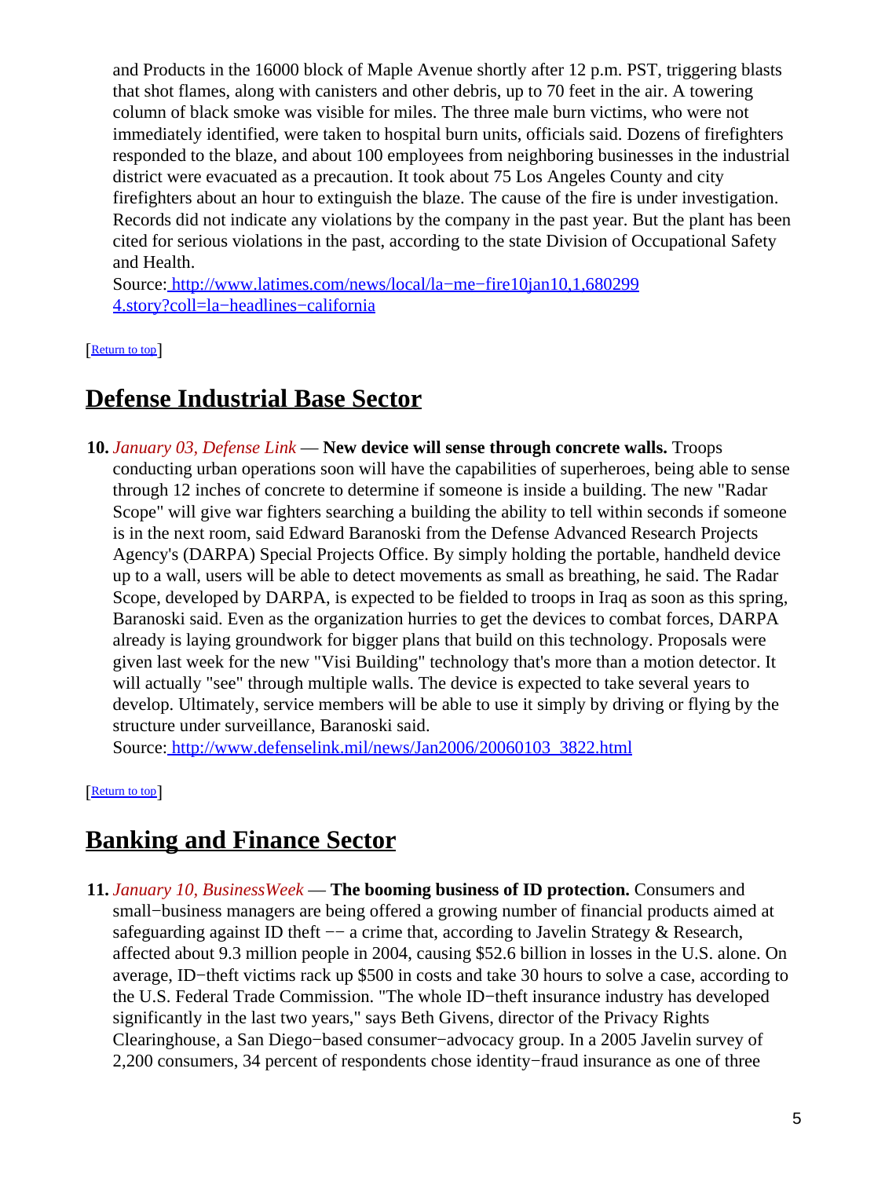and Products in the 16000 block of Maple Avenue shortly after 12 p.m. PST, triggering blasts that shot flames, along with canisters and other debris, up to 70 feet in the air. A towering column of black smoke was visible for miles. The three male burn victims, who were not immediately identified, were taken to hospital burn units, officials said. Dozens of firefighters responded to the blaze, and about 100 employees from neighboring businesses in the industrial district were evacuated as a precaution. It took about 75 Los Angeles County and city firefighters about an hour to extinguish the blaze. The cause of the fire is under investigation. Records did not indicate any violations by the company in the past year. But the plant has been cited for serious violations in the past, according to the state Division of Occupational Safety and Health.
Source: http://www.latimes.com/news/local/la−me−fire10jan10,1,6802994.story?coll=la−headlines−california

[Return to top]

## Defense Industrial Base Sector

**10.** *January 03, Defense Link* — **New device will sense through concrete walls.** Troops conducting urban operations soon will have the capabilities of superheroes, being able to sense through 12 inches of concrete to determine if someone is inside a building. The new "Radar Scope" will give war fighters searching a building the ability to tell within seconds if someone is in the next room, said Edward Baranoski from the Defense Advanced Research Projects Agency's (DARPA) Special Projects Office. By simply holding the portable, handheld device up to a wall, users will be able to detect movements as small as breathing, he said. The Radar Scope, developed by DARPA, is expected to be fielded to troops in Iraq as soon as this spring, Baranoski said. Even as the organization hurries to get the devices to combat forces, DARPA already is laying groundwork for bigger plans that build on this technology. Proposals were given last week for the new "Visi Building" technology that's more than a motion detector. It will actually "see" through multiple walls. The device is expected to take several years to develop. Ultimately, service members will be able to use it simply by driving or flying by the structure under surveillance, Baranoski said.
Source: http://www.defenselink.mil/news/Jan2006/20060103_3822.html

[Return to top]

## Banking and Finance Sector

**11.** *January 10, BusinessWeek* — **The booming business of ID protection.** Consumers and small−business managers are being offered a growing number of financial products aimed at safeguarding against ID theft −− a crime that, according to Javelin Strategy & Research, affected about 9.3 million people in 2004, causing $52.6 billion in losses in the U.S. alone. On average, ID−theft victims rack up $500 in costs and take 30 hours to solve a case, according to the U.S. Federal Trade Commission. "The whole ID−theft insurance industry has developed significantly in the last two years," says Beth Givens, director of the Privacy Rights Clearinghouse, a San Diego−based consumer−advocacy group. In a 2005 Javelin survey of 2,200 consumers, 34 percent of respondents chose identity−fraud insurance as one of three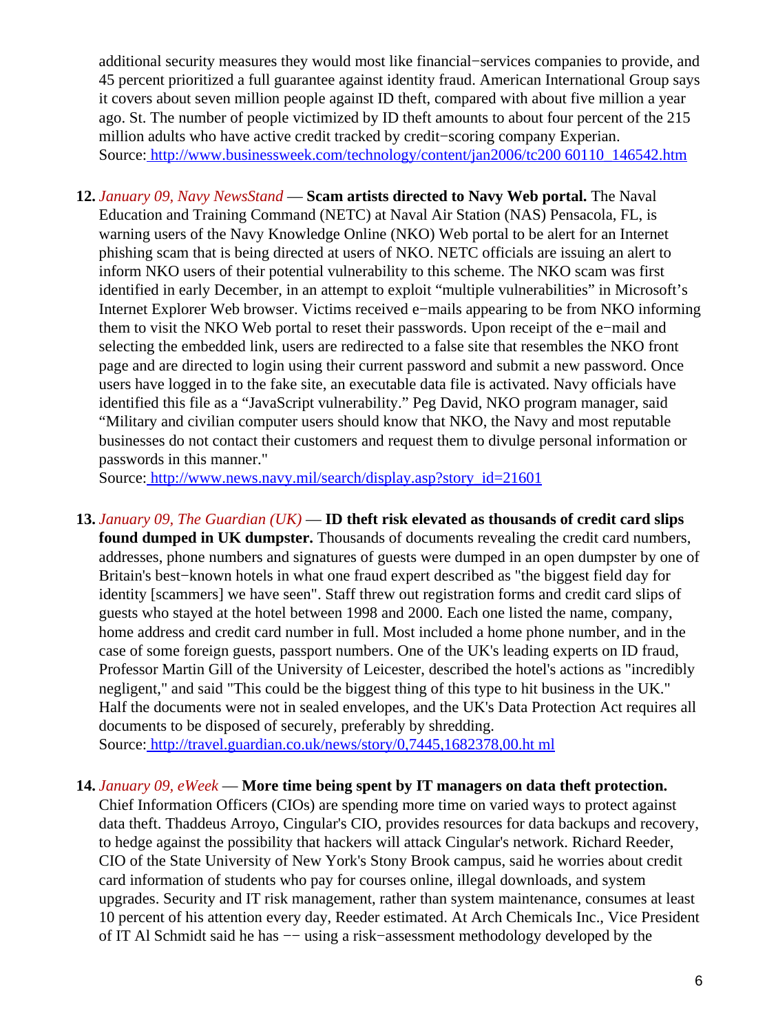additional security measures they would most like financial−services companies to provide, and 45 percent prioritized a full guarantee against identity fraud. American International Group says it covers about seven million people against ID theft, compared with about five million a year ago. St. The number of people victimized by ID theft amounts to about four percent of the 215 million adults who have active credit tracked by credit−scoring company Experian.
Source: http://www.businessweek.com/technology/content/jan2006/tc200 60110_146542.htm

12. *January 09, Navy NewsStand* — **Scam artists directed to Navy Web portal.** The Naval Education and Training Command (NETC) at Naval Air Station (NAS) Pensacola, FL, is warning users of the Navy Knowledge Online (NKO) Web portal to be alert for an Internet phishing scam that is being directed at users of NKO. NETC officials are issuing an alert to inform NKO users of their potential vulnerability to this scheme. The NKO scam was first identified in early December, in an attempt to exploit "multiple vulnerabilities" in Microsoft's Internet Explorer Web browser. Victims received e−mails appearing to be from NKO informing them to visit the NKO Web portal to reset their passwords. Upon receipt of the e−mail and selecting the embedded link, users are redirected to a false site that resembles the NKO front page and are directed to login using their current password and submit a new password. Once users have logged in to the fake site, an executable data file is activated. Navy officials have identified this file as a "JavaScript vulnerability." Peg David, NKO program manager, said "Military and civilian computer users should know that NKO, the Navy and most reputable businesses do not contact their customers and request them to divulge personal information or passwords in this manner."
Source: http://www.news.navy.mil/search/display.asp?story_id=21601

13. *January 09, The Guardian (UK)* — **ID theft risk elevated as thousands of credit card slips found dumped in UK dumpster.** Thousands of documents revealing the credit card numbers, addresses, phone numbers and signatures of guests were dumped in an open dumpster by one of Britain's best−known hotels in what one fraud expert described as "the biggest field day for identity [scammers] we have seen". Staff threw out registration forms and credit card slips of guests who stayed at the hotel between 1998 and 2000. Each one listed the name, company, home address and credit card number in full. Most included a home phone number, and in the case of some foreign guests, passport numbers. One of the UK's leading experts on ID fraud, Professor Martin Gill of the University of Leicester, described the hotel's actions as "incredibly negligent," and said "This could be the biggest thing of this type to hit business in the UK." Half the documents were not in sealed envelopes, and the UK's Data Protection Act requires all documents to be disposed of securely, preferably by shredding.
Source: http://travel.guardian.co.uk/news/story/0,7445,1682378,00.ht ml

14. *January 09, eWeek* — **More time being spent by IT managers on data theft protection.** Chief Information Officers (CIOs) are spending more time on varied ways to protect against data theft. Thaddeus Arroyo, Cingular's CIO, provides resources for data backups and recovery, to hedge against the possibility that hackers will attack Cingular's network. Richard Reeder, CIO of the State University of New York's Stony Brook campus, said he worries about credit card information of students who pay for courses online, illegal downloads, and system upgrades. Security and IT risk management, rather than system maintenance, consumes at least 10 percent of his attention every day, Reeder estimated. At Arch Chemicals Inc., Vice President of IT Al Schmidt said he has −− using a risk−assessment methodology developed by the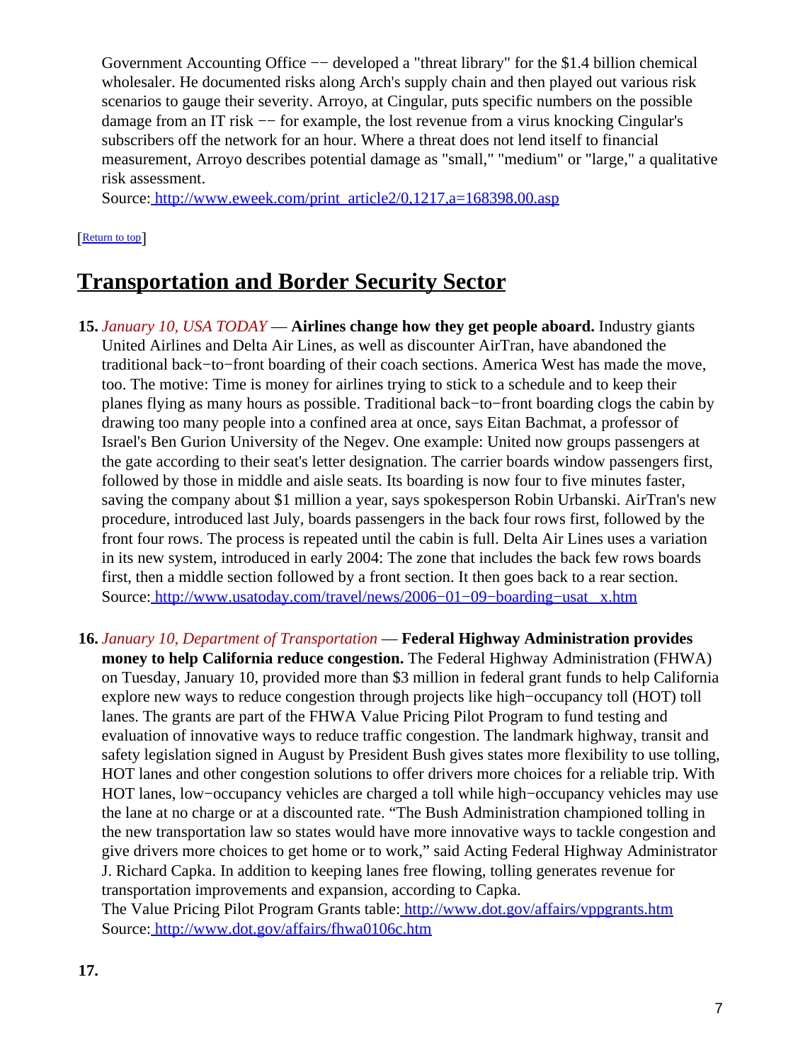Government Accounting Office −− developed a "threat library" for the $1.4 billion chemical wholesaler. He documented risks along Arch's supply chain and then played out various risk scenarios to gauge their severity. Arroyo, at Cingular, puts specific numbers on the possible damage from an IT risk −− for example, the lost revenue from a virus knocking Cingular's subscribers off the network for an hour. Where a threat does not lend itself to financial measurement, Arroyo describes potential damage as "small," "medium" or "large," a qualitative risk assessment.
Source: http://www.eweek.com/print_article2/0,1217,a=168398,00.asp

[Return to top]

## Transportation and Border Security Sector

15. *January 10, USA TODAY* — **Airlines change how they get people aboard.** Industry giants United Airlines and Delta Air Lines, as well as discounter AirTran, have abandoned the traditional back−to−front boarding of their coach sections. America West has made the move, too. The motive: Time is money for airlines trying to stick to a schedule and to keep their planes flying as many hours as possible. Traditional back−to−front boarding clogs the cabin by drawing too many people into a confined area at once, says Eitan Bachmat, a professor of Israel's Ben Gurion University of the Negev. One example: United now groups passengers at the gate according to their seat's letter designation. The carrier boards window passengers first, followed by those in middle and aisle seats. Its boarding is now four to five minutes faster, saving the company about $1 million a year, says spokesperson Robin Urbanski. AirTran's new procedure, introduced last July, boards passengers in the back four rows first, followed by the front four rows. The process is repeated until the cabin is full. Delta Air Lines uses a variation in its new system, introduced in early 2004: The zone that includes the back few rows boards first, then a middle section followed by a front section. It then goes back to a rear section.
Source: http://www.usatoday.com/travel/news/2006−01−09−boarding−usat_x.htm

16. *January 10, Department of Transportation* — **Federal Highway Administration provides money to help California reduce congestion.** The Federal Highway Administration (FHWA) on Tuesday, January 10, provided more than $3 million in federal grant funds to help California explore new ways to reduce congestion through projects like high−occupancy toll (HOT) toll lanes. The grants are part of the FHWA Value Pricing Pilot Program to fund testing and evaluation of innovative ways to reduce traffic congestion. The landmark highway, transit and safety legislation signed in August by President Bush gives states more flexibility to use tolling, HOT lanes and other congestion solutions to offer drivers more choices for a reliable trip. With HOT lanes, low−occupancy vehicles are charged a toll while high−occupancy vehicles may use the lane at no charge or at a discounted rate. "The Bush Administration championed tolling in the new transportation law so states would have more innovative ways to tackle congestion and give drivers more choices to get home or to work," said Acting Federal Highway Administrator J. Richard Capka. In addition to keeping lanes free flowing, tolling generates revenue for transportation improvements and expansion, according to Capka.
The Value Pricing Pilot Program Grants table: http://www.dot.gov/affairs/vppgrants.htm
Source: http://www.dot.gov/affairs/fhwa0106c.htm

17.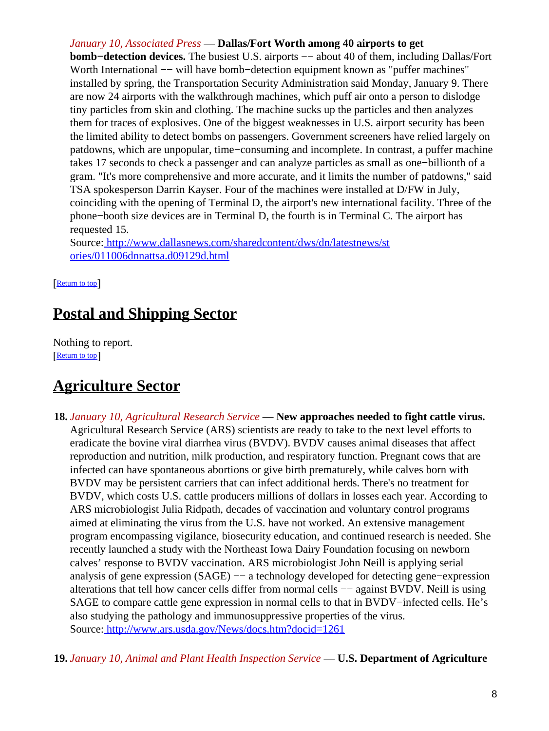*January 10, Associated Press* — **Dallas/Fort Worth among 40 airports to get bomb−detection devices.** The busiest U.S. airports −− about 40 of them, including Dallas/Fort Worth International −− will have bomb−detection equipment known as "puffer machines" installed by spring, the Transportation Security Administration said Monday, January 9. There are now 24 airports with the walkthrough machines, which puff air onto a person to dislodge tiny particles from skin and clothing. The machine sucks up the particles and then analyzes them for traces of explosives. One of the biggest weaknesses in U.S. airport security has been the limited ability to detect bombs on passengers. Government screeners have relied largely on patdowns, which are unpopular, time−consuming and incomplete. In contrast, a puffer machine takes 17 seconds to check a passenger and can analyze particles as small as one−billionth of a gram. "It's more comprehensive and more accurate, and it limits the number of patdowns," said TSA spokesperson Darrin Kayser. Four of the machines were installed at D/FW in July, coinciding with the opening of Terminal D, the airport's new international facility. Three of the phone−booth size devices are in Terminal D, the fourth is in Terminal C. The airport has requested 15.
Source: http://www.dallasnews.com/sharedcontent/dws/dn/latestnews/stories/011006dnnattsa.d09129d.html

[Return to top]

## Postal and Shipping Sector

Nothing to report.
[Return to top]

## Agriculture Sector

18. *January 10, Agricultural Research Service* — **New approaches needed to fight cattle virus.** Agricultural Research Service (ARS) scientists are ready to take to the next level efforts to eradicate the bovine viral diarrhea virus (BVDV). BVDV causes animal diseases that affect reproduction and nutrition, milk production, and respiratory function. Pregnant cows that are infected can have spontaneous abortions or give birth prematurely, while calves born with BVDV may be persistent carriers that can infect additional herds. There's no treatment for BVDV, which costs U.S. cattle producers millions of dollars in losses each year. According to ARS microbiologist Julia Ridpath, decades of vaccination and voluntary control programs aimed at eliminating the virus from the U.S. have not worked. An extensive management program encompassing vigilance, biosecurity education, and continued research is needed. She recently launched a study with the Northeast Iowa Dairy Foundation focusing on newborn calves' response to BVDV vaccination. ARS microbiologist John Neill is applying serial analysis of gene expression (SAGE) −− a technology developed for detecting gene−expression alterations that tell how cancer cells differ from normal cells −− against BVDV. Neill is using SAGE to compare cattle gene expression in normal cells to that in BVDV−infected cells. He's also studying the pathology and immunosuppressive properties of the virus.
Source: http://www.ars.usda.gov/News/docs.htm?docid=1261

19. *January 10, Animal and Plant Health Inspection Service* — **U.S. Department of Agriculture**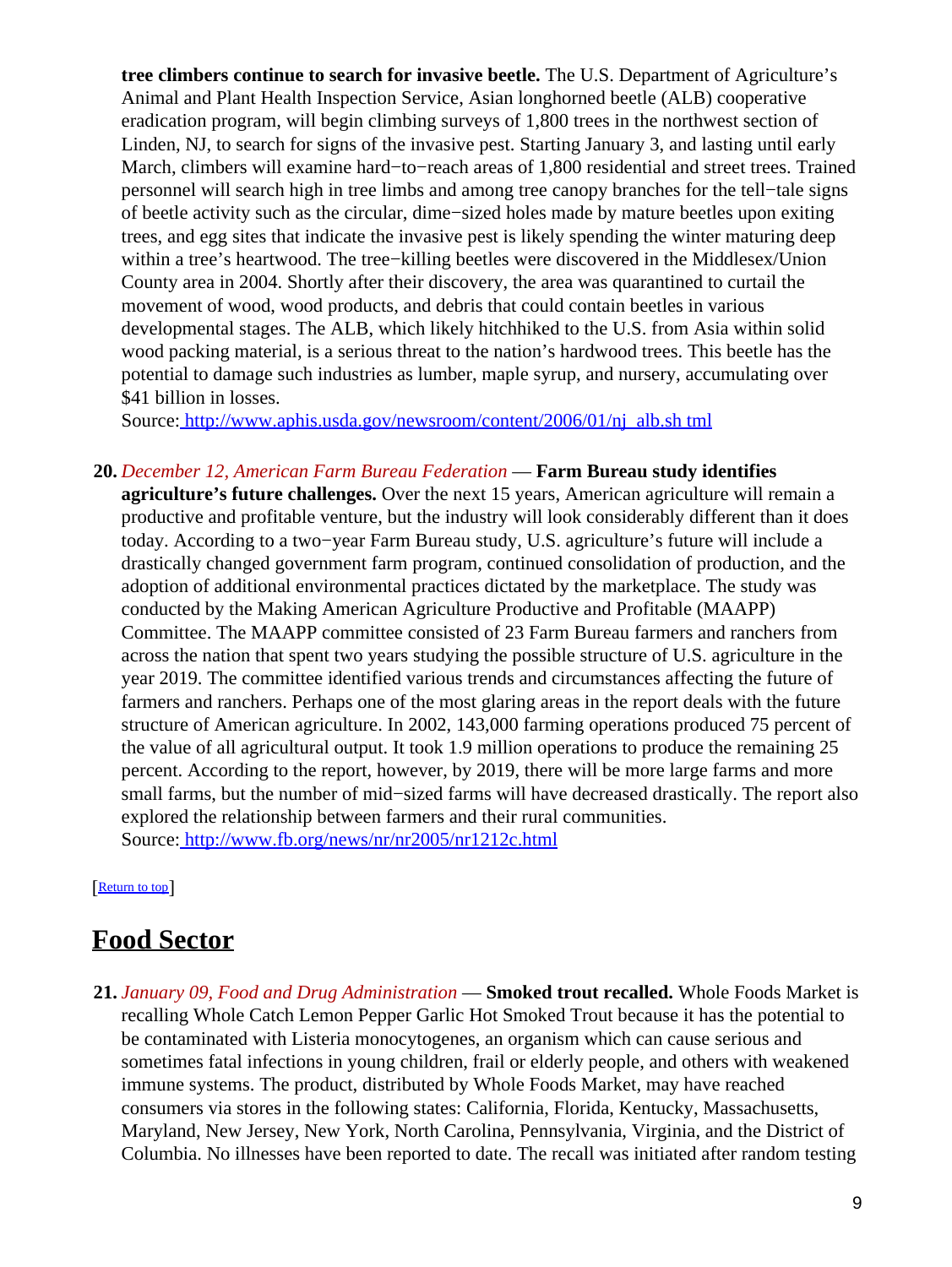**tree climbers continue to search for invasive beetle.** The U.S. Department of Agriculture's Animal and Plant Health Inspection Service, Asian longhorned beetle (ALB) cooperative eradication program, will begin climbing surveys of 1,800 trees in the northwest section of Linden, NJ, to search for signs of the invasive pest. Starting January 3, and lasting until early March, climbers will examine hard−to−reach areas of 1,800 residential and street trees. Trained personnel will search high in tree limbs and among tree canopy branches for the tell−tale signs of beetle activity such as the circular, dime−sized holes made by mature beetles upon exiting trees, and egg sites that indicate the invasive pest is likely spending the winter maturing deep within a tree's heartwood. The tree−killing beetles were discovered in the Middlesex/Union County area in 2004. Shortly after their discovery, the area was quarantined to curtail the movement of wood, wood products, and debris that could contain beetles in various developmental stages. The ALB, which likely hitchhiked to the U.S. from Asia within solid wood packing material, is a serious threat to the nation's hardwood trees. This beetle has the potential to damage such industries as lumber, maple syrup, and nursery, accumulating over $41 billion in losses.
Source: http://www.aphis.usda.gov/newsroom/content/2006/01/nj_alb.sh tml

20. *December 12, American Farm Bureau Federation* — **Farm Bureau study identifies agriculture's future challenges.** Over the next 15 years, American agriculture will remain a productive and profitable venture, but the industry will look considerably different than it does today. According to a two−year Farm Bureau study, U.S. agriculture's future will include a drastically changed government farm program, continued consolidation of production, and the adoption of additional environmental practices dictated by the marketplace. The study was conducted by the Making American Agriculture Productive and Profitable (MAAPP) Committee. The MAAPP committee consisted of 23 Farm Bureau farmers and ranchers from across the nation that spent two years studying the possible structure of U.S. agriculture in the year 2019. The committee identified various trends and circumstances affecting the future of farmers and ranchers. Perhaps one of the most glaring areas in the report deals with the future structure of American agriculture. In 2002, 143,000 farming operations produced 75 percent of the value of all agricultural output. It took 1.9 million operations to produce the remaining 25 percent. According to the report, however, by 2019, there will be more large farms and more small farms, but the number of mid−sized farms will have decreased drastically. The report also explored the relationship between farmers and their rural communities.
Source: http://www.fb.org/news/nr/nr2005/nr1212c.html

[Return to top]

## Food Sector

21. *January 09, Food and Drug Administration* — **Smoked trout recalled.** Whole Foods Market is recalling Whole Catch Lemon Pepper Garlic Hot Smoked Trout because it has the potential to be contaminated with Listeria monocytogenes, an organism which can cause serious and sometimes fatal infections in young children, frail or elderly people, and others with weakened immune systems. The product, distributed by Whole Foods Market, may have reached consumers via stores in the following states: California, Florida, Kentucky, Massachusetts, Maryland, New Jersey, New York, North Carolina, Pennsylvania, Virginia, and the District of Columbia. No illnesses have been reported to date. The recall was initiated after random testing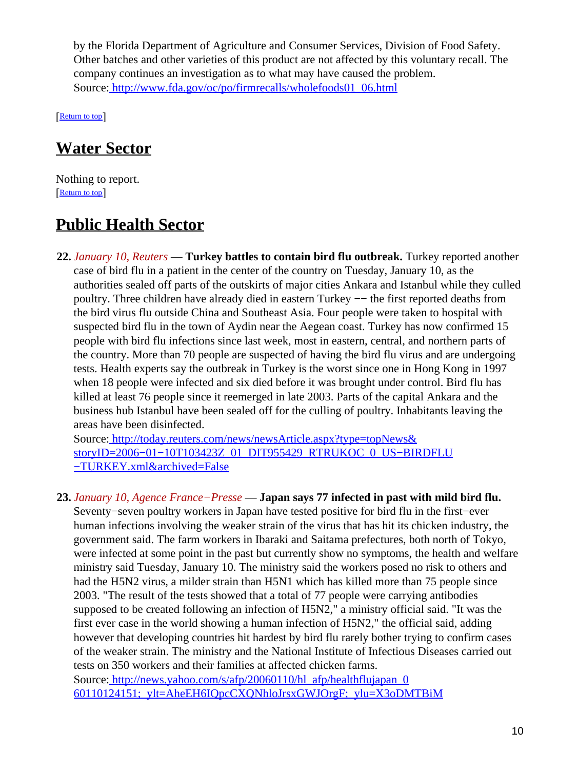by the Florida Department of Agriculture and Consumer Services, Division of Food Safety. Other batches and other varieties of this product are not affected by this voluntary recall. The company continues an investigation as to what may have caused the problem.
Source: http://www.fda.gov/oc/po/firmrecalls/wholefoods01_06.html

[Return to top]

## Water Sector

Nothing to report.
[Return to top]

## Public Health Sector

**22.** *January 10, Reuters* — **Turkey battles to contain bird flu outbreak.** Turkey reported another case of bird flu in a patient in the center of the country on Tuesday, January 10, as the authorities sealed off parts of the outskirts of major cities Ankara and Istanbul while they culled poultry. Three children have already died in eastern Turkey –– the first reported deaths from the bird virus flu outside China and Southeast Asia. Four people were taken to hospital with suspected bird flu in the town of Aydin near the Aegean coast. Turkey has now confirmed 15 people with bird flu infections since last week, most in eastern, central, and northern parts of the country. More than 70 people are suspected of having the bird flu virus and are undergoing tests. Health experts say the outbreak in Turkey is the worst since one in Hong Kong in 1997 when 18 people were infected and six died before it was brought under control. Bird flu has killed at least 76 people since it reemerged in late 2003. Parts of the capital Ankara and the business hub Istanbul have been sealed off for the culling of poultry. Inhabitants leaving the areas have been disinfected.
Source: http://today.reuters.com/news/newsArticle.aspx?type=topNews&storyID=2006−01−10T103423Z_01_DIT955429_RTRUKOC_0_US−BIRDFLU−TURKEY.xml&archived=False

**23.** *January 10, Agence France−Presse* — **Japan says 77 infected in past with mild bird flu.** Seventy−seven poultry workers in Japan have tested positive for bird flu in the first−ever human infections involving the weaker strain of the virus that has hit its chicken industry, the government said. The farm workers in Ibaraki and Saitama prefectures, both north of Tokyo, were infected at some point in the past but currently show no symptoms, the health and welfare ministry said Tuesday, January 10. The ministry said the workers posed no risk to others and had the H5N2 virus, a milder strain than H5N1 which has killed more than 75 people since 2003. "The result of the tests showed that a total of 77 people were carrying antibodies supposed to be created following an infection of H5N2," a ministry official said. "It was the first ever case in the world showing a human infection of H5N2," the official said, adding however that developing countries hit hardest by bird flu rarely bother trying to confirm cases of the weaker strain. The ministry and the National Institute of Infectious Diseases carried out tests on 350 workers and their families at affected chicken farms.
Source: http://news.yahoo.com/s/afp/20060110/hl_afp/healthflujapan_060110124151;_ylt=AheEH6IQpcCXQNhloJrsxGWJOrgF;_ylu=X3oDMTBiM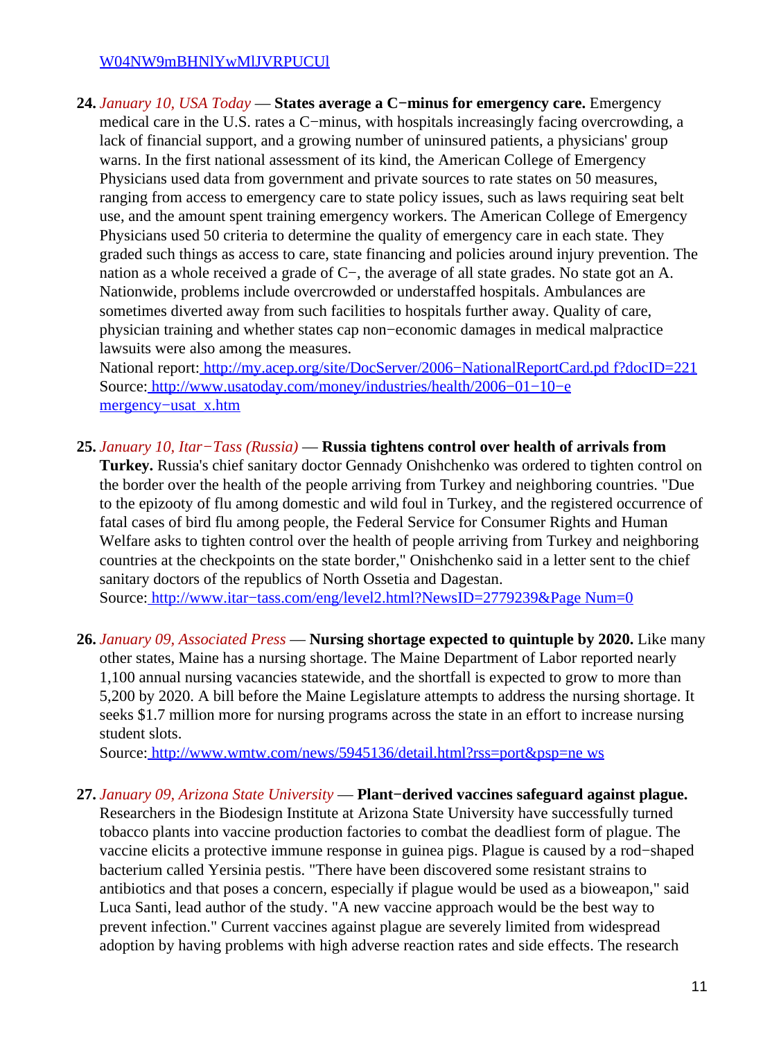W04NW9mBHNlYwMlJVRPUCUl

24. *January 10, USA Today* — **States average a C−minus for emergency care.** Emergency medical care in the U.S. rates a C−minus, with hospitals increasingly facing overcrowding, a lack of financial support, and a growing number of uninsured patients, a physicians' group warns. In the first national assessment of its kind, the American College of Emergency Physicians used data from government and private sources to rate states on 50 measures, ranging from access to emergency care to state policy issues, such as laws requiring seat belt use, and the amount spent training emergency workers. The American College of Emergency Physicians used 50 criteria to determine the quality of emergency care in each state. They graded such things as access to care, state financing and policies around injury prevention. The nation as a whole received a grade of C−, the average of all state grades. No state got an A. Nationwide, problems include overcrowded or understaffed hospitals. Ambulances are sometimes diverted away from such facilities to hospitals further away. Quality of care, physician training and whether states cap non−economic damages in medical malpractice lawsuits were also among the measures.
National report: http://my.acep.org/site/DocServer/2006−NationalReportCard.pd f?docID=221
Source: http://www.usatoday.com/money/industries/health/2006−01−10−e mergency−usat_x.htm

25. *January 10, Itar−Tass (Russia)* — **Russia tightens control over health of arrivals from Turkey.** Russia's chief sanitary doctor Gennady Onishchenko was ordered to tighten control on the border over the health of the people arriving from Turkey and neighboring countries. "Due to the epizooty of flu among domestic and wild foul in Turkey, and the registered occurrence of fatal cases of bird flu among people, the Federal Service for Consumer Rights and Human Welfare asks to tighten control over the health of people arriving from Turkey and neighboring countries at the checkpoints on the state border," Onishchenko said in a letter sent to the chief sanitary doctors of the republics of North Ossetia and Dagestan.
Source: http://www.itar−tass.com/eng/level2.html?NewsID=2779239&Page Num=0

26. *January 09, Associated Press* — **Nursing shortage expected to quintuple by 2020.** Like many other states, Maine has a nursing shortage. The Maine Department of Labor reported nearly 1,100 annual nursing vacancies statewide, and the shortfall is expected to grow to more than 5,200 by 2020. A bill before the Maine Legislature attempts to address the nursing shortage. It seeks $1.7 million more for nursing programs across the state in an effort to increase nursing student slots.
Source: http://www.wmtw.com/news/5945136/detail.html?rss=port&psp=ne ws

27. *January 09, Arizona State University* — **Plant−derived vaccines safeguard against plague.** Researchers in the Biodesign Institute at Arizona State University have successfully turned tobacco plants into vaccine production factories to combat the deadliest form of plague. The vaccine elicits a protective immune response in guinea pigs. Plague is caused by a rod−shaped bacterium called Yersinia pestis. "There have been discovered some resistant strains to antibiotics and that poses a concern, especially if plague would be used as a bioweapon," said Luca Santi, lead author of the study. "A new vaccine approach would be the best way to prevent infection." Current vaccines against plague are severely limited from widespread adoption by having problems with high adverse reaction rates and side effects. The research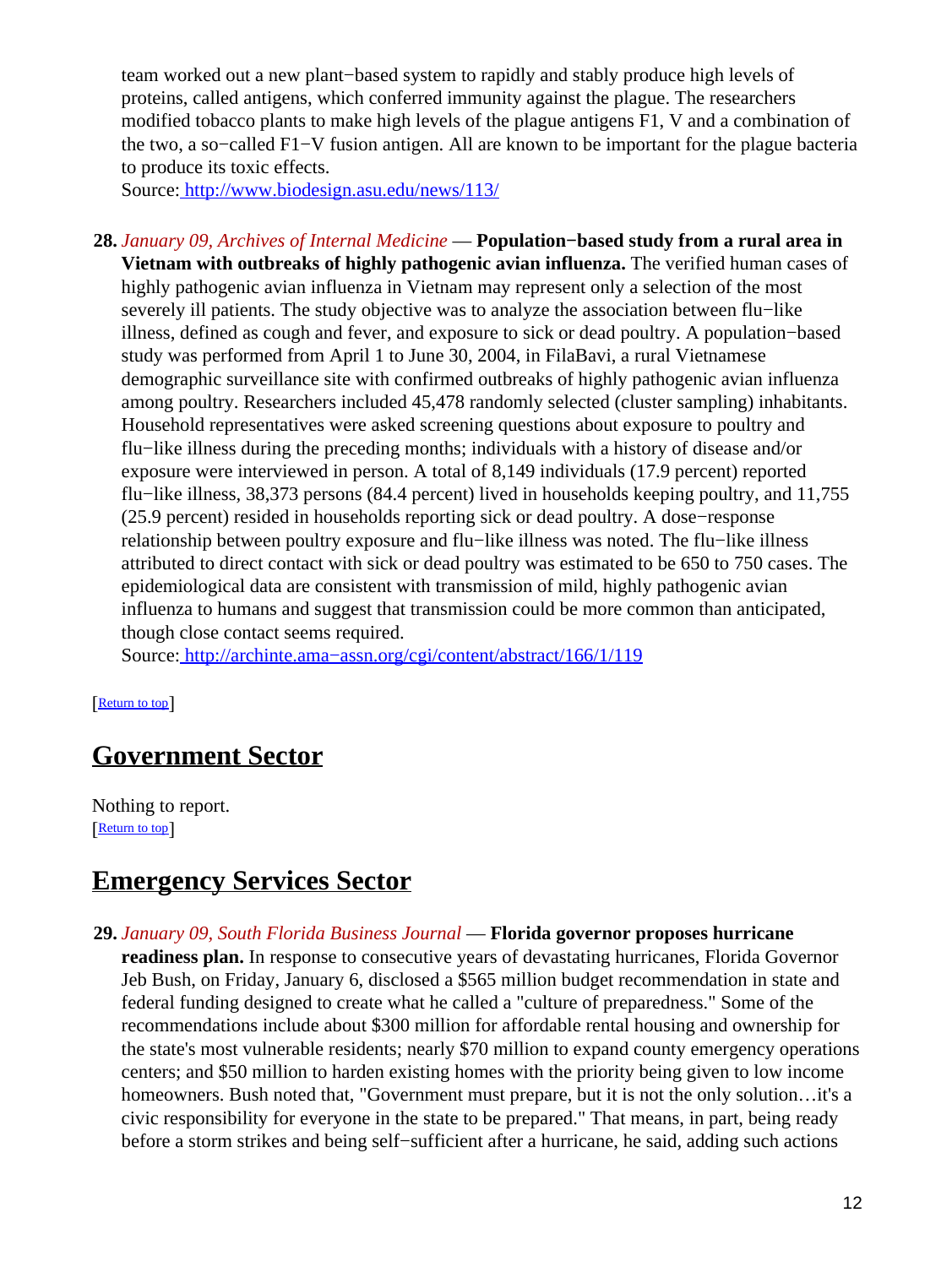team worked out a new plant−based system to rapidly and stably produce high levels of proteins, called antigens, which conferred immunity against the plague. The researchers modified tobacco plants to make high levels of the plague antigens F1, V and a combination of the two, a so−called F1−V fusion antigen. All are known to be important for the plague bacteria to produce its toxic effects.
Source: [http://www.biodesign.asu.edu/news/113/](http://www.biodesign.asu.edu/news/113/)

28. *January 09, Archives of Internal Medicine* — **Population−based study from a rural area in Vietnam with outbreaks of highly pathogenic avian influenza.** The verified human cases of highly pathogenic avian influenza in Vietnam may represent only a selection of the most severely ill patients. The study objective was to analyze the association between flu−like illness, defined as cough and fever, and exposure to sick or dead poultry. A population−based study was performed from April 1 to June 30, 2004, in FilaBavi, a rural Vietnamese demographic surveillance site with confirmed outbreaks of highly pathogenic avian influenza among poultry. Researchers included 45,478 randomly selected (cluster sampling) inhabitants. Household representatives were asked screening questions about exposure to poultry and flu−like illness during the preceding months; individuals with a history of disease and/or exposure were interviewed in person. A total of 8,149 individuals (17.9 percent) reported flu−like illness, 38,373 persons (84.4 percent) lived in households keeping poultry, and 11,755 (25.9 percent) resided in households reporting sick or dead poultry. A dose−response relationship between poultry exposure and flu−like illness was noted. The flu−like illness attributed to direct contact with sick or dead poultry was estimated to be 650 to 750 cases. The epidemiological data are consistent with transmission of mild, highly pathogenic avian influenza to humans and suggest that transmission could be more common than anticipated, though close contact seems required.
Source: [http://archinte.ama−assn.org/cgi/content/abstract/166/1/119](http://archinte.ama−assn.org/cgi/content/abstract/166/1/119)

[Return to top]

## Government Sector

Nothing to report.
[Return to top]

## Emergency Services Sector

29. *January 09, South Florida Business Journal* — **Florida governor proposes hurricane readiness plan.** In response to consecutive years of devastating hurricanes, Florida Governor Jeb Bush, on Friday, January 6, disclosed a $565 million budget recommendation in state and federal funding designed to create what he called a "culture of preparedness." Some of the recommendations include about $300 million for affordable rental housing and ownership for the state's most vulnerable residents; nearly $70 million to expand county emergency operations centers; and $50 million to harden existing homes with the priority being given to low income homeowners. Bush noted that, "Government must prepare, but it is not the only solution…it's a civic responsibility for everyone in the state to be prepared." That means, in part, being ready before a storm strikes and being self−sufficient after a hurricane, he said, adding such actions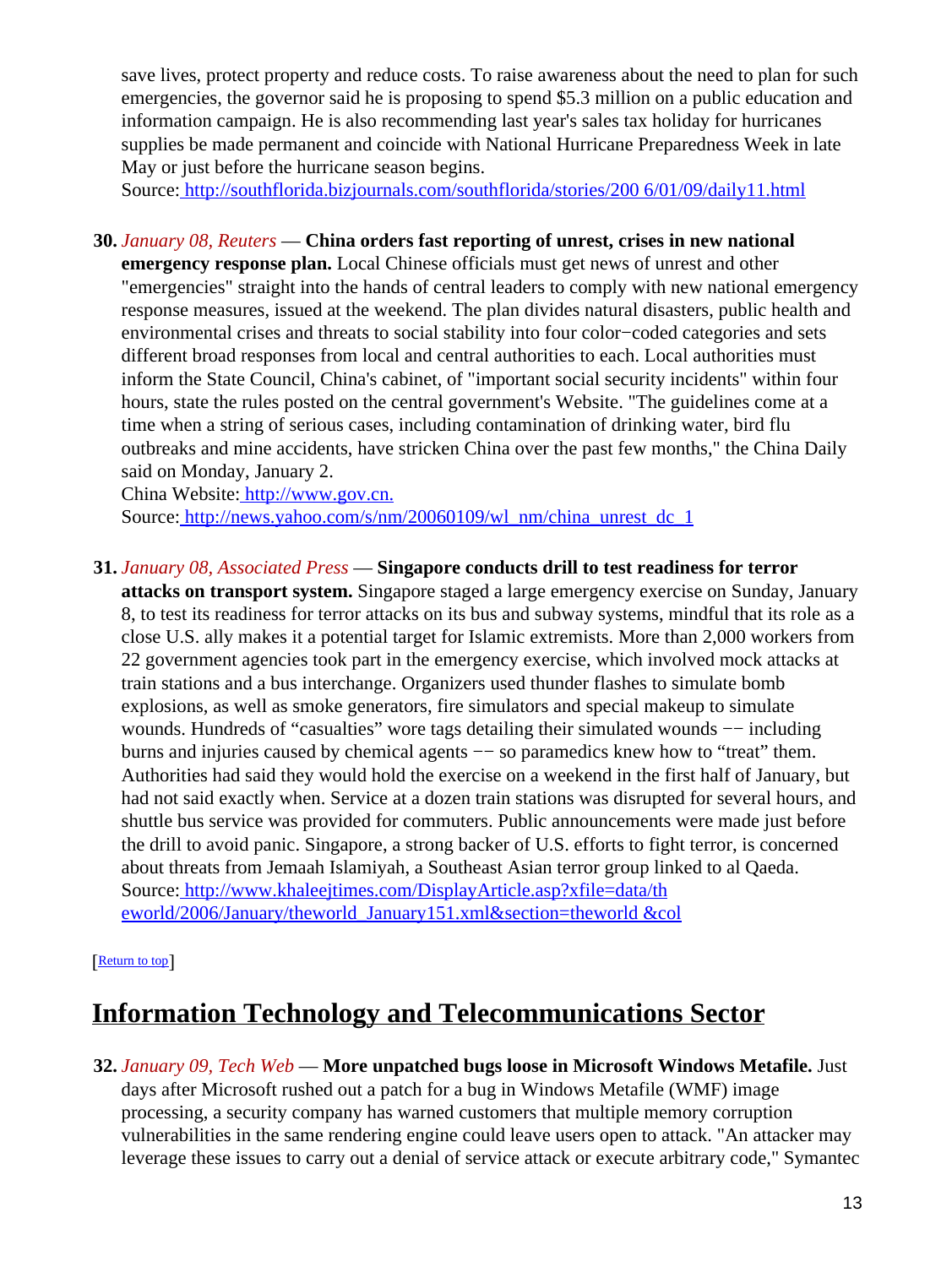save lives, protect property and reduce costs. To raise awareness about the need to plan for such emergencies, the governor said he is proposing to spend $5.3 million on a public education and information campaign. He is also recommending last year's sales tax holiday for hurricanes supplies be made permanent and coincide with National Hurricane Preparedness Week in late May or just before the hurricane season begins.
Source: http://southflorida.bizjournals.com/southflorida/stories/200 6/01/09/daily11.html

30. *January 08, Reuters* — **China orders fast reporting of unrest, crises in new national emergency response plan.** Local Chinese officials must get news of unrest and other "emergencies" straight into the hands of central leaders to comply with new national emergency response measures, issued at the weekend. The plan divides natural disasters, public health and environmental crises and threats to social stability into four color−coded categories and sets different broad responses from local and central authorities to each. Local authorities must inform the State Council, China's cabinet, of "important social security incidents" within four hours, state the rules posted on the central government's Website. "The guidelines come at a time when a string of serious cases, including contamination of drinking water, bird flu outbreaks and mine accidents, have stricken China over the past few months," the China Daily said on Monday, January 2.
China Website: http://www.gov.cn.
Source: http://news.yahoo.com/s/nm/20060109/wl_nm/china_unrest_dc_1

31. *January 08, Associated Press* — **Singapore conducts drill to test readiness for terror attacks on transport system.** Singapore staged a large emergency exercise on Sunday, January 8, to test its readiness for terror attacks on its bus and subway systems, mindful that its role as a close U.S. ally makes it a potential target for Islamic extremists. More than 2,000 workers from 22 government agencies took part in the emergency exercise, which involved mock attacks at train stations and a bus interchange. Organizers used thunder flashes to simulate bomb explosions, as well as smoke generators, fire simulators and special makeup to simulate wounds. Hundreds of "casualties" wore tags detailing their simulated wounds −− including burns and injuries caused by chemical agents −− so paramedics knew how to "treat" them. Authorities had said they would hold the exercise on a weekend in the first half of January, but had not said exactly when. Service at a dozen train stations was disrupted for several hours, and shuttle bus service was provided for commuters. Public announcements were made just before the drill to avoid panic. Singapore, a strong backer of U.S. efforts to fight terror, is concerned about threats from Jemaah Islamiyah, a Southeast Asian terror group linked to al Qaeda.
Source: http://www.khaleejtimes.com/DisplayArticle.asp?xfile=data/th eworld/2006/January/theworld_January151.xml&section=theworld &col

[Return to top]

## Information Technology and Telecommunications Sector

32. *January 09, Tech Web* — **More unpatched bugs loose in Microsoft Windows Metafile.** Just days after Microsoft rushed out a patch for a bug in Windows Metafile (WMF) image processing, a security company has warned customers that multiple memory corruption vulnerabilities in the same rendering engine could leave users open to attack. "An attacker may leverage these issues to carry out a denial of service attack or execute arbitrary code," Symantec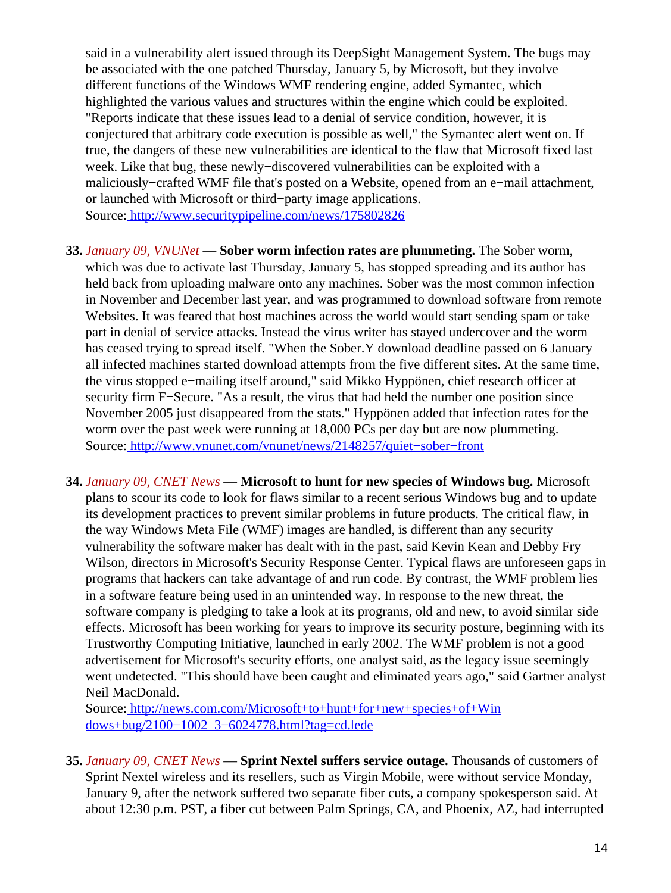said in a vulnerability alert issued through its DeepSight Management System. The bugs may be associated with the one patched Thursday, January 5, by Microsoft, but they involve different functions of the Windows WMF rendering engine, added Symantec, which highlighted the various values and structures within the engine which could be exploited. "Reports indicate that these issues lead to a denial of service condition, however, it is conjectured that arbitrary code execution is possible as well," the Symantec alert went on. If true, the dangers of these new vulnerabilities are identical to the flaw that Microsoft fixed last week. Like that bug, these newly−discovered vulnerabilities can be exploited with a maliciously−crafted WMF file that's posted on a Website, opened from an e−mail attachment, or launched with Microsoft or third−party image applications.
Source: http://www.securitypipeline.com/news/175802826

33. *January 09, VNUNet* — **Sober worm infection rates are plummeting.** The Sober worm, which was due to activate last Thursday, January 5, has stopped spreading and its author has held back from uploading malware onto any machines. Sober was the most common infection in November and December last year, and was programmed to download software from remote Websites. It was feared that host machines across the world would start sending spam or take part in denial of service attacks. Instead the virus writer has stayed undercover and the worm has ceased trying to spread itself. "When the Sober.Y download deadline passed on 6 January all infected machines started download attempts from the five different sites. At the same time, the virus stopped e−mailing itself around," said Mikko Hyppönen, chief research officer at security firm F−Secure. "As a result, the virus that had held the number one position since November 2005 just disappeared from the stats." Hyppönen added that infection rates for the worm over the past week were running at 18,000 PCs per day but are now plummeting.
Source: http://www.vnunet.com/vnunet/news/2148257/quiet−sober−front

34. *January 09, CNET News* — **Microsoft to hunt for new species of Windows bug.** Microsoft plans to scour its code to look for flaws similar to a recent serious Windows bug and to update its development practices to prevent similar problems in future products. The critical flaw, in the way Windows Meta File (WMF) images are handled, is different than any security vulnerability the software maker has dealt with in the past, said Kevin Kean and Debby Fry Wilson, directors in Microsoft's Security Response Center. Typical flaws are unforeseen gaps in programs that hackers can take advantage of and run code. By contrast, the WMF problem lies in a software feature being used in an unintended way. In response to the new threat, the software company is pledging to take a look at its programs, old and new, to avoid similar side effects. Microsoft has been working for years to improve its security posture, beginning with its Trustworthy Computing Initiative, launched in early 2002. The WMF problem is not a good advertisement for Microsoft's security efforts, one analyst said, as the legacy issue seemingly went undetected. "This should have been caught and eliminated years ago," said Gartner analyst Neil MacDonald.
Source: http://news.com.com/Microsoft+to+hunt+for+new+species+of+Windows+bug/2100−1002_3−6024778.html?tag=cd.lede

35. *January 09, CNET News* — **Sprint Nextel suffers service outage.** Thousands of customers of Sprint Nextel wireless and its resellers, such as Virgin Mobile, were without service Monday, January 9, after the network suffered two separate fiber cuts, a company spokesperson said. At about 12:30 p.m. PST, a fiber cut between Palm Springs, CA, and Phoenix, AZ, had interrupted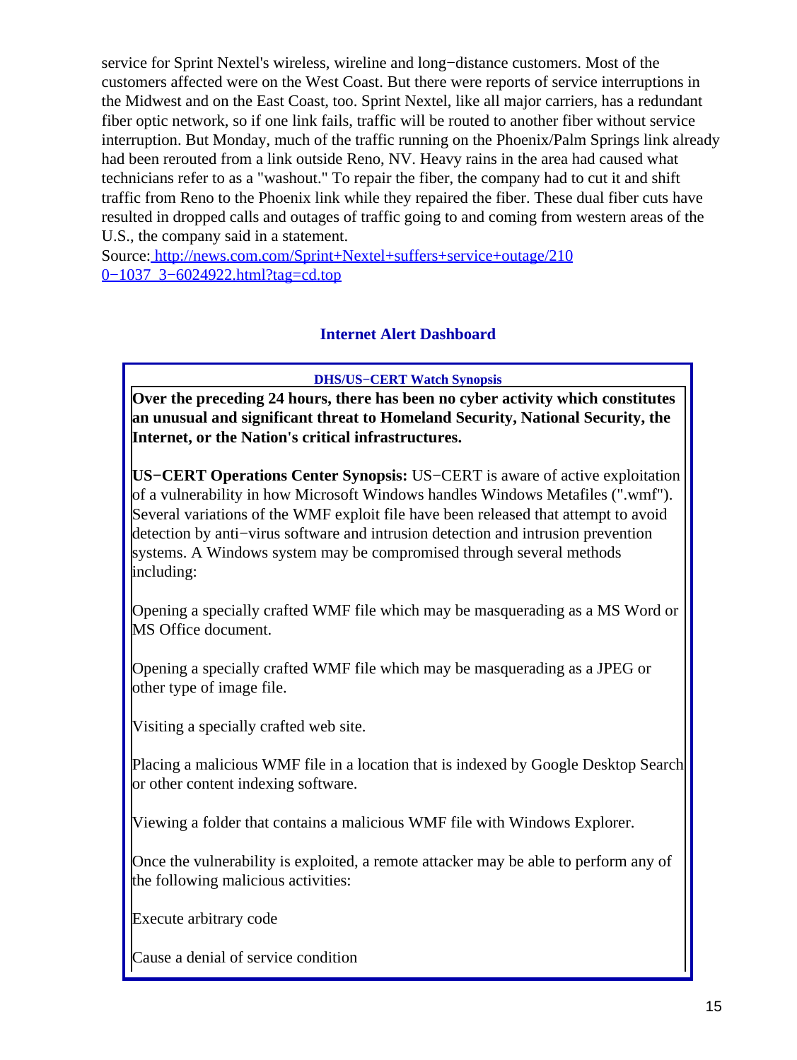service for Sprint Nextel's wireless, wireline and long−distance customers. Most of the customers affected were on the West Coast. But there were reports of service interruptions in the Midwest and on the East Coast, too. Sprint Nextel, like all major carriers, has a redundant fiber optic network, so if one link fails, traffic will be routed to another fiber without service interruption. But Monday, much of the traffic running on the Phoenix/Palm Springs link already had been rerouted from a link outside Reno, NV. Heavy rains in the area had caused what technicians refer to as a "washout." To repair the fiber, the company had to cut it and shift traffic from Reno to the Phoenix link while they repaired the fiber. These dual fiber cuts have resulted in dropped calls and outages of traffic going to and coming from western areas of the U.S., the company said in a statement.
Source: http://news.com.com/Sprint+Nextel+suffers+service+outage/2100−1037_3−6024922.html?tag=cd.top

## Internet Alert Dashboard

### DHS/US−CERT Watch Synopsis

**Over the preceding 24 hours, there has been no cyber activity which constitutes an unusual and significant threat to Homeland Security, National Security, the Internet, or the Nation's critical infrastructures.**

**US−CERT Operations Center Synopsis:** US−CERT is aware of active exploitation of a vulnerability in how Microsoft Windows handles Windows Metafiles (".wmf"). Several variations of the WMF exploit file have been released that attempt to avoid detection by anti−virus software and intrusion detection and intrusion prevention systems. A Windows system may be compromised through several methods including:

Opening a specially crafted WMF file which may be masquerading as a MS Word or MS Office document.

Opening a specially crafted WMF file which may be masquerading as a JPEG or other type of image file.

Visiting a specially crafted web site.

Placing a malicious WMF file in a location that is indexed by Google Desktop Search or other content indexing software.

Viewing a folder that contains a malicious WMF file with Windows Explorer.

Once the vulnerability is exploited, a remote attacker may be able to perform any of the following malicious activities:

Execute arbitrary code

Cause a denial of service condition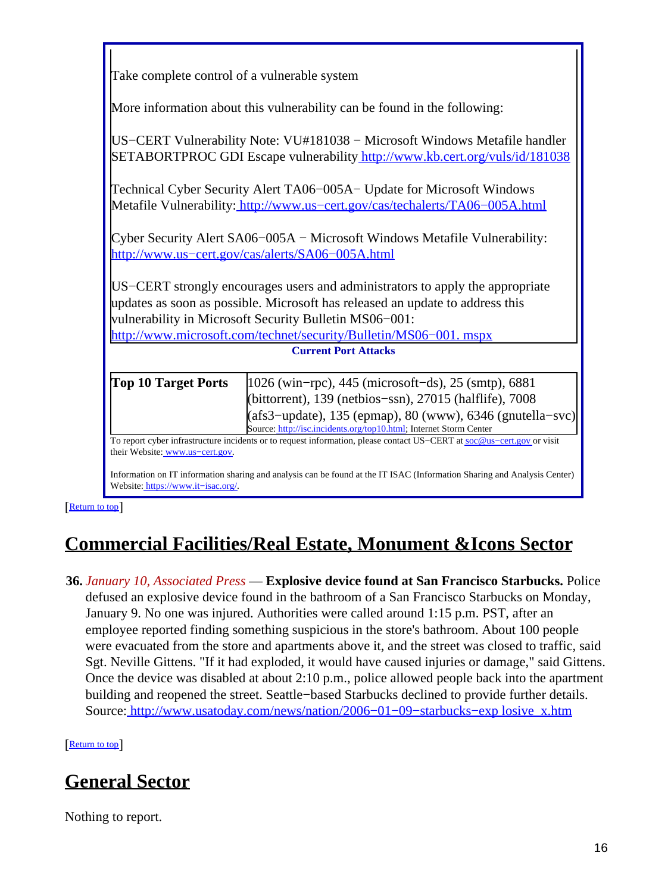Take complete control of a vulnerable system

More information about this vulnerability can be found in the following:

US−CERT Vulnerability Note: VU#181038 − Microsoft Windows Metafile handler SETABORTPROC GDI Escape vulnerability http://www.kb.cert.org/vuls/id/181038

Technical Cyber Security Alert TA06−005A− Update for Microsoft Windows Metafile Vulnerability: http://www.us−cert.gov/cas/techalerts/TA06−005A.html

Cyber Security Alert SA06−005A − Microsoft Windows Metafile Vulnerability: http://www.us−cert.gov/cas/alerts/SA06−005A.html

US−CERT strongly encourages users and administrators to apply the appropriate updates as soon as possible. Microsoft has released an update to address this vulnerability in Microsoft Security Bulletin MS06−001: http://www.microsoft.com/technet/security/Bulletin/MS06−001. mspx

**Current Port Attacks**

| **Top 10 Target Ports** | 1026 (win−rpc), 445 (microsoft−ds), 25 (smtp), 6881 (bittorrent), 139 (netbios−ssn), 27015 (halflife), 7008 (afs3−update), 135 (epmap), 80 (www), 6346 (gnutella−svc) Source: http://isc.incidents.org/top10.html; Internet Storm Center |
|---|---|

To report cyber infrastructure incidents or to request information, please contact US−CERT at soc@us−cert.gov or visit their Website: www.us−cert.gov.

Information on IT information sharing and analysis can be found at the IT ISAC (Information Sharing and Analysis Center) Website: https://www.it−isac.org/.

[Return to top]

## Commercial Facilities/Real Estate, Monument &Icons Sector

**36.** *January 10, Associated Press* — **Explosive device found at San Francisco Starbucks.** Police defused an explosive device found in the bathroom of a San Francisco Starbucks on Monday, January 9. No one was injured. Authorities were called around 1:15 p.m. PST, after an employee reported finding something suspicious in the store's bathroom. About 100 people were evacuated from the store and apartments above it, and the street was closed to traffic, said Sgt. Neville Gittens. "If it had exploded, it would have caused injuries or damage," said Gittens. Once the device was disabled at about 2:10 p.m., police allowed people back into the apartment building and reopened the street. Seattle−based Starbucks declined to provide further details. Source: http://www.usatoday.com/news/nation/2006−01−09−starbucks−exp losive_x.htm

[Return to top]

## General Sector

Nothing to report.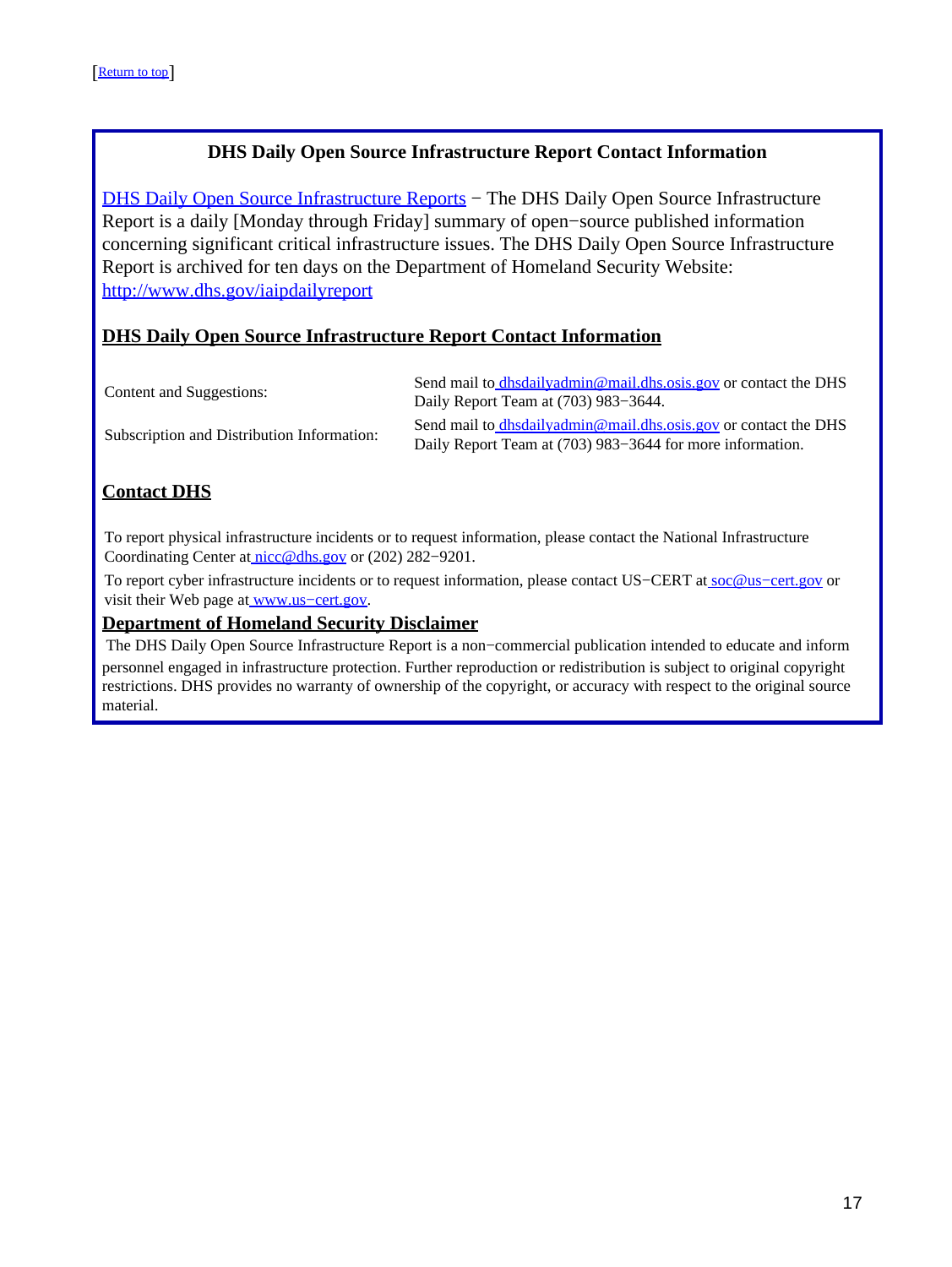[Return to top]

## DHS Daily Open Source Infrastructure Report Contact Information

DHS Daily Open Source Infrastructure Reports − The DHS Daily Open Source Infrastructure Report is a daily [Monday through Friday] summary of open−source published information concerning significant critical infrastructure issues. The DHS Daily Open Source Infrastructure Report is archived for ten days on the Department of Homeland Security Website: http://www.dhs.gov/iaipdailyreport

### DHS Daily Open Source Infrastructure Report Contact Information

| | |
|---|---|
| Content and Suggestions: | Send mail to dhsdailyadmin@mail.dhs.osis.gov or contact the DHS Daily Report Team at (703) 983−3644. |
| Subscription and Distribution Information: | Send mail to dhsdailyadmin@mail.dhs.osis.gov or contact the DHS Daily Report Team at (703) 983−3644 for more information. |

### Contact DHS

To report physical infrastructure incidents or to request information, please contact the National Infrastructure Coordinating Center at nicc@dhs.gov or (202) 282−9201.

To report cyber infrastructure incidents or to request information, please contact US−CERT at soc@us−cert.gov or visit their Web page at www.us−cert.gov.

### Department of Homeland Security Disclaimer

The DHS Daily Open Source Infrastructure Report is a non−commercial publication intended to educate and inform personnel engaged in infrastructure protection. Further reproduction or redistribution is subject to original copyright restrictions. DHS provides no warranty of ownership of the copyright, or accuracy with respect to the original source material.